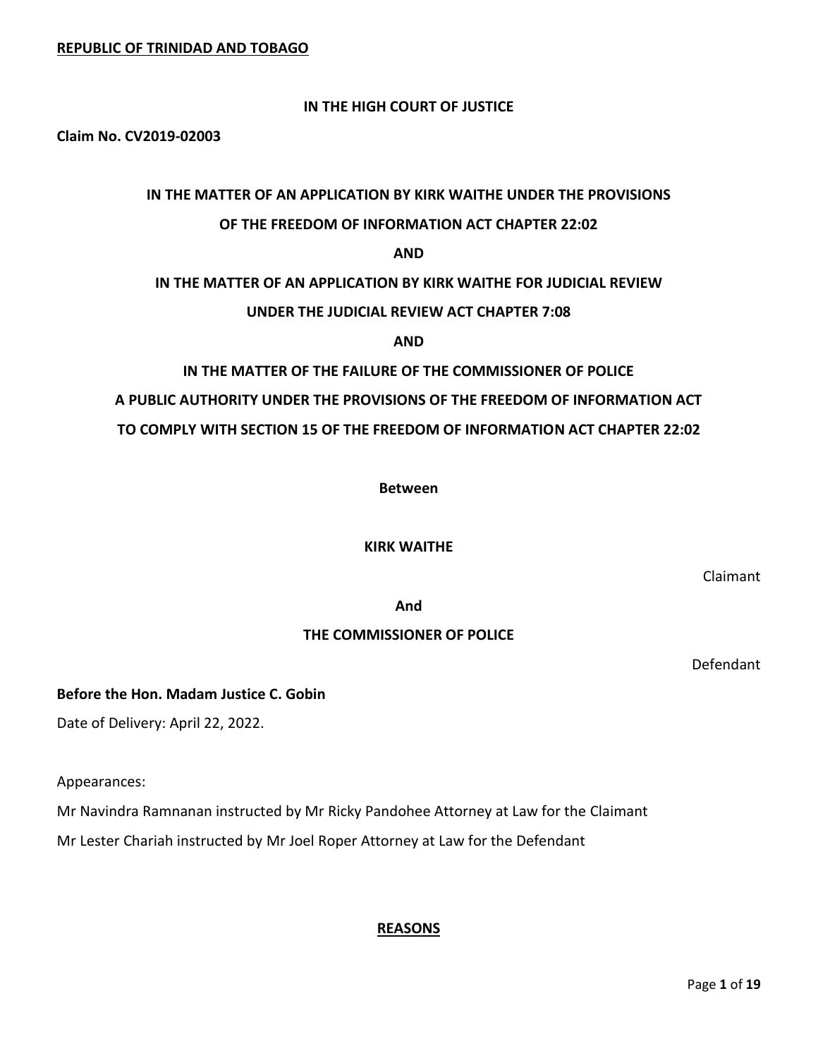**REPUBLIC OF TRINIDAD AND TOBAGO**

**IN THE HIGH COURT OF JUSTICE**

**Claim No. CV2019-02003**

**IN THE MATTER OF AN APPLICATION BY KIRK WAITHE UNDER THE PROVISIONS OF THE FREEDOM OF INFORMATION ACT CHAPTER 22:02**

**AND**

**IN THE MATTER OF AN APPLICATION BY KIRK WAITHE FOR JUDICIAL REVIEW UNDER THE JUDICIAL REVIEW ACT CHAPTER 7:08**

**AND**

**IN THE MATTER OF THE FAILURE OF THE COMMISSIONER OF POLICE A PUBLIC AUTHORITY UNDER THE PROVISIONS OF THE FREEDOM OF INFORMATION ACT TO COMPLY WITH SECTION 15 OF THE FREEDOM OF INFORMATION ACT CHAPTER 22:02**

**Between**

**KIRK WAITHE**

Claimant

**And**

**THE COMMISSIONER OF POLICE**

Defendant

**Before the Hon. Madam Justice C. Gobin**

Date of Delivery: April 22, 2022.

Appearances:

Mr Navindra Ramnanan instructed by Mr Ricky Pandohee Attorney at Law for the Claimant

Mr Lester Chariah instructed by Mr Joel Roper Attorney at Law for the Defendant

## REASONS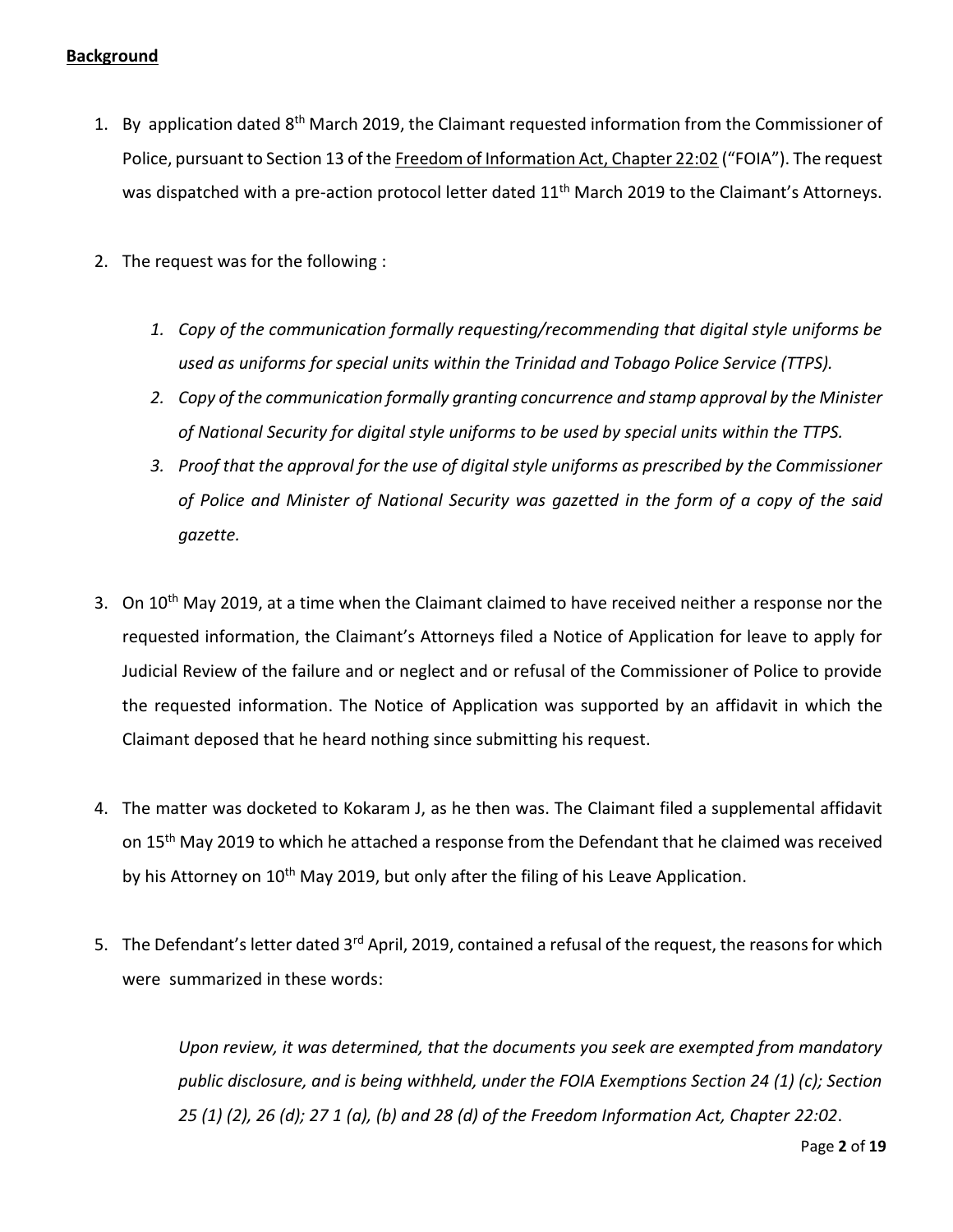**Background**

1. By application dated 8th March 2019, the Claimant requested information from the Commissioner of Police, pursuant to Section 13 of the Freedom of Information Act, Chapter 22:02 ("FOIA"). The request was dispatched with a pre-action protocol letter dated 11th March 2019 to the Claimant's Attorneys.

2. The request was for the following :

   1. *Copy of the communication formally requesting/recommending that digital style uniforms be used as uniforms for special units within the Trinidad and Tobago Police Service (TTPS).*
   2. *Copy of the communication formally granting concurrence and stamp approval by the Minister of National Security for digital style uniforms to be used by special units within the TTPS.*
   3. *Proof that the approval for the use of digital style uniforms as prescribed by the Commissioner of Police and Minister of National Security was gazetted in the form of a copy of the said gazette.*

3. On 10th May 2019, at a time when the Claimant claimed to have received neither a response nor the requested information, the Claimant's Attorneys filed a Notice of Application for leave to apply for Judicial Review of the failure and or neglect and or refusal of the Commissioner of Police to provide the requested information. The Notice of Application was supported by an affidavit in which the Claimant deposed that he heard nothing since submitting his request.

4. The matter was docketed to Kokaram J, as he then was. The Claimant filed a supplemental affidavit on 15th May 2019 to which he attached a response from the Defendant that he claimed was received by his Attorney on 10th May 2019, but only after the filing of his Leave Application.

5. The Defendant's letter dated 3rd April, 2019, contained a refusal of the request, the reasons for which were summarized in these words:

   > *Upon review, it was determined, that the documents you seek are exempted from mandatory public disclosure, and is being withheld, under the FOIA Exemptions Section 24 (1) (c); Section 25 (1) (2), 26 (d); 27 1 (a), (b) and 28 (d) of the Freedom Information Act, Chapter 22:02*.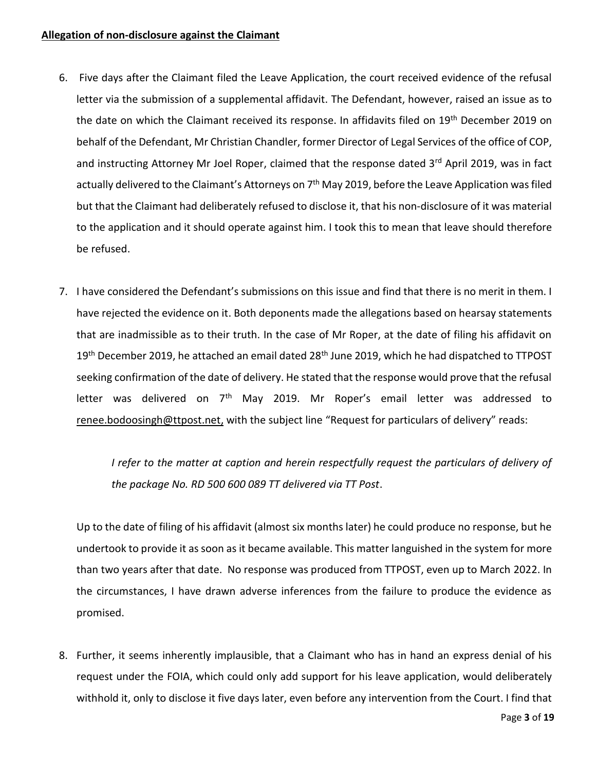**Allegation of non-disclosure against the Claimant**

6. Five days after the Claimant filed the Leave Application, the court received evidence of the refusal letter via the submission of a supplemental affidavit. The Defendant, however, raised an issue as to the date on which the Claimant received its response. In affidavits filed on 19th December 2019 on behalf of the Defendant, Mr Christian Chandler, former Director of Legal Services of the office of COP, and instructing Attorney Mr Joel Roper, claimed that the response dated 3rd April 2019, was in fact actually delivered to the Claimant's Attorneys on 7th May 2019, before the Leave Application was filed but that the Claimant had deliberately refused to disclose it, that his non-disclosure of it was material to the application and it should operate against him. I took this to mean that leave should therefore be refused.

7. I have considered the Defendant's submissions on this issue and find that there is no merit in them. I have rejected the evidence on it. Both deponents made the allegations based on hearsay statements that are inadmissible as to their truth. In the case of Mr Roper, at the date of filing his affidavit on 19th December 2019, he attached an email dated 28th June 2019, which he had dispatched to TTPOST seeking confirmation of the date of delivery. He stated that the response would prove that the refusal letter was delivered on 7th May 2019. Mr Roper's email letter was addressed to renee.bodoosingh@ttpost.net, with the subject line "Request for particulars of delivery" reads:

   > *I refer to the matter at caption and herein respectfully request the particulars of delivery of the package No. RD 500 600 089 TT delivered via TT Post*.

   Up to the date of filing of his affidavit (almost six months later) he could produce no response, but he undertook to provide it as soon as it became available. This matter languished in the system for more than two years after that date. No response was produced from TTPOST, even up to March 2022. In the circumstances, I have drawn adverse inferences from the failure to produce the evidence as promised.

8. Further, it seems inherently implausible, that a Claimant who has in hand an express denial of his request under the FOIA, which could only add support for his leave application, would deliberately withhold it, only to disclose it five days later, even before any intervention from the Court. I find that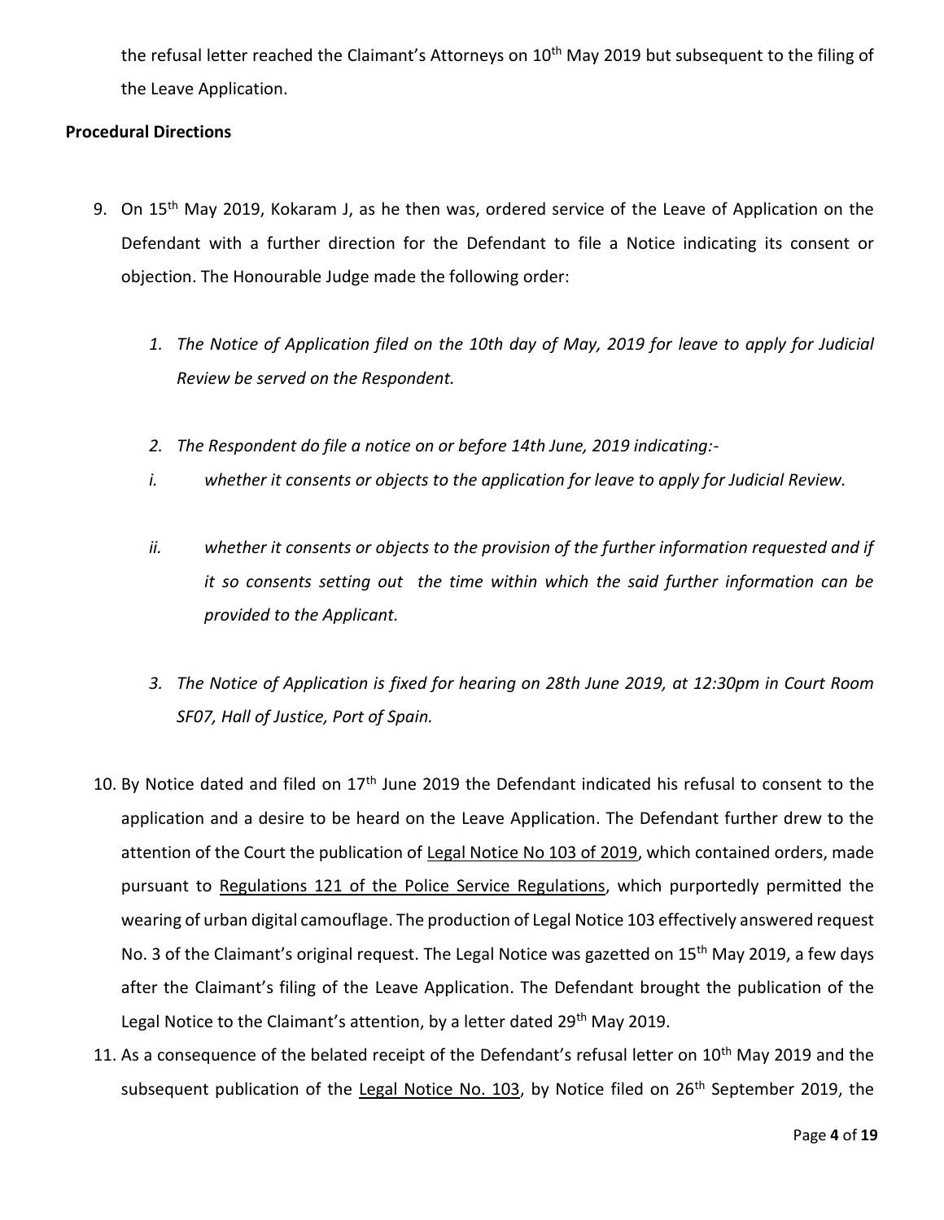the refusal letter reached the Claimant's Attorneys on 10th May 2019 but subsequent to the filing of the Leave Application.

**Procedural Directions**

9. On 15th May 2019, Kokaram J, as he then was, ordered service of the Leave of Application on the Defendant with a further direction for the Defendant to file a Notice indicating its consent or objection. The Honourable Judge made the following order:

   1. *The Notice of Application filed on the 10th day of May, 2019 for leave to apply for Judicial Review be served on the Respondent.*

   2. *The Respondent do file a notice on or before 14th June, 2019 indicating:-*

      i. *whether it consents or objects to the application for leave to apply for Judicial Review.*

      ii. *whether it consents or objects to the provision of the further information requested and if it so consents setting out the time within which the said further information can be provided to the Applicant.*

   3. *The Notice of Application is fixed for hearing on 28th June 2019, at 12:30pm in Court Room SF07, Hall of Justice, Port of Spain.*

10. By Notice dated and filed on 17th June 2019 the Defendant indicated his refusal to consent to the application and a desire to be heard on the Leave Application. The Defendant further drew to the attention of the Court the publication of <u>Legal Notice No 103 of 2019</u>, which contained orders, made pursuant to <u>Regulations 121 of the Police Service Regulations</u>, which purportedly permitted the wearing of urban digital camouflage. The production of Legal Notice 103 effectively answered request No. 3 of the Claimant's original request. The Legal Notice was gazetted on 15th May 2019, a few days after the Claimant's filing of the Leave Application. The Defendant brought the publication of the Legal Notice to the Claimant's attention, by a letter dated 29th May 2019.

11. As a consequence of the belated receipt of the Defendant's refusal letter on 10th May 2019 and the subsequent publication of the <u>Legal Notice No. 103</u>, by Notice filed on 26th September 2019, the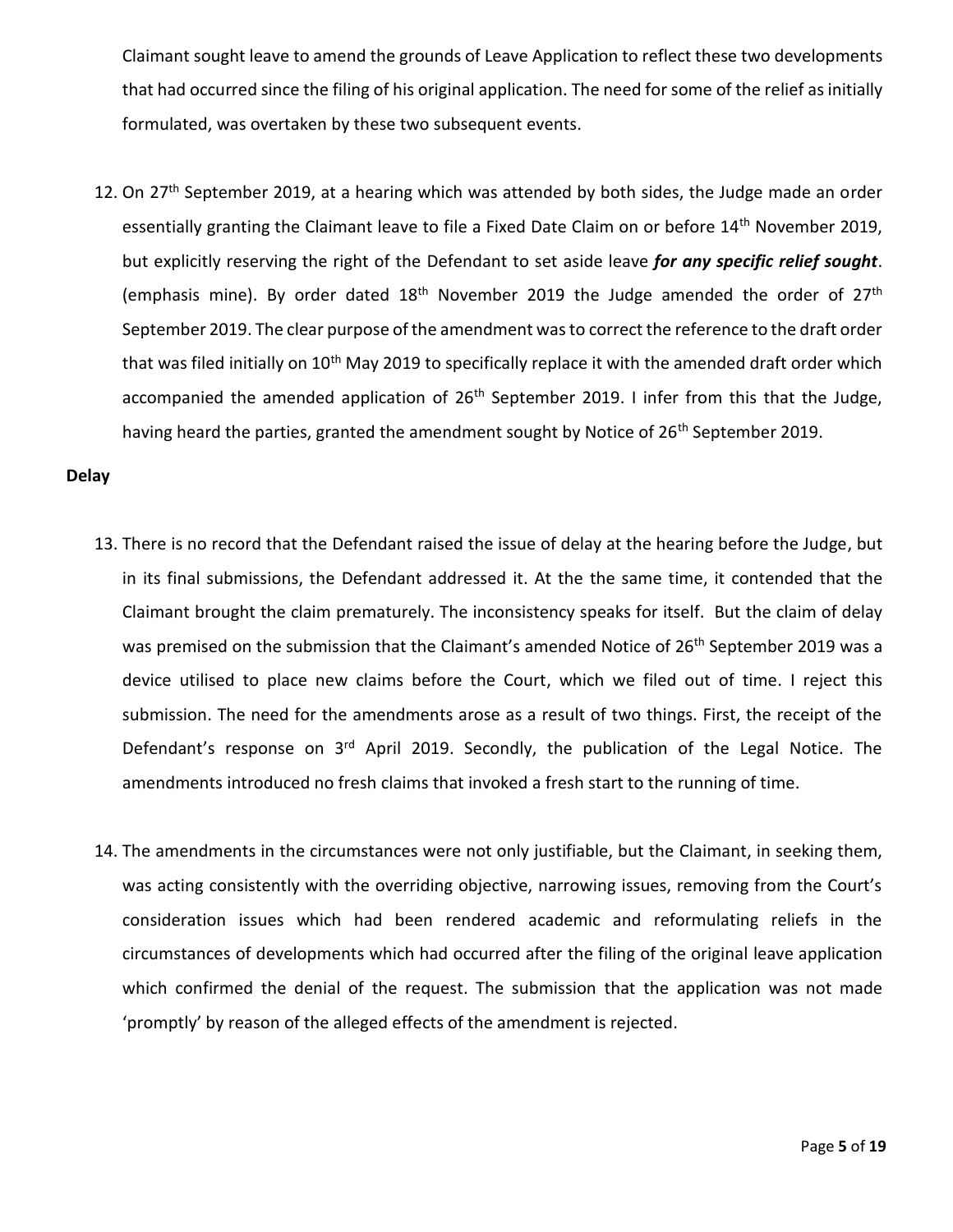Claimant sought leave to amend the grounds of Leave Application to reflect these two developments that had occurred since the filing of his original application. The need for some of the relief as initially formulated, was overtaken by these two subsequent events.

12. On 27th September 2019, at a hearing which was attended by both sides, the Judge made an order essentially granting the Claimant leave to file a Fixed Date Claim on or before 14th November 2019, but explicitly reserving the right of the Defendant to set aside leave ***for any specific relief sought***. (emphasis mine). By order dated 18th November 2019 the Judge amended the order of 27th September 2019. The clear purpose of the amendment was to correct the reference to the draft order that was filed initially on 10th May 2019 to specifically replace it with the amended draft order which accompanied the amended application of 26th September 2019. I infer from this that the Judge, having heard the parties, granted the amendment sought by Notice of 26th September 2019.

**Delay**

13. There is no record that the Defendant raised the issue of delay at the hearing before the Judge, but in its final submissions, the Defendant addressed it. At the the same time, it contended that the Claimant brought the claim prematurely. The inconsistency speaks for itself. But the claim of delay was premised on the submission that the Claimant's amended Notice of 26th September 2019 was a device utilised to place new claims before the Court, which we filed out of time. I reject this submission. The need for the amendments arose as a result of two things. First, the receipt of the Defendant's response on 3rd April 2019. Secondly, the publication of the Legal Notice. The amendments introduced no fresh claims that invoked a fresh start to the running of time.

14. The amendments in the circumstances were not only justifiable, but the Claimant, in seeking them, was acting consistently with the overriding objective, narrowing issues, removing from the Court's consideration issues which had been rendered academic and reformulating reliefs in the circumstances of developments which had occurred after the filing of the original leave application which confirmed the denial of the request. The submission that the application was not made 'promptly' by reason of the alleged effects of the amendment is rejected.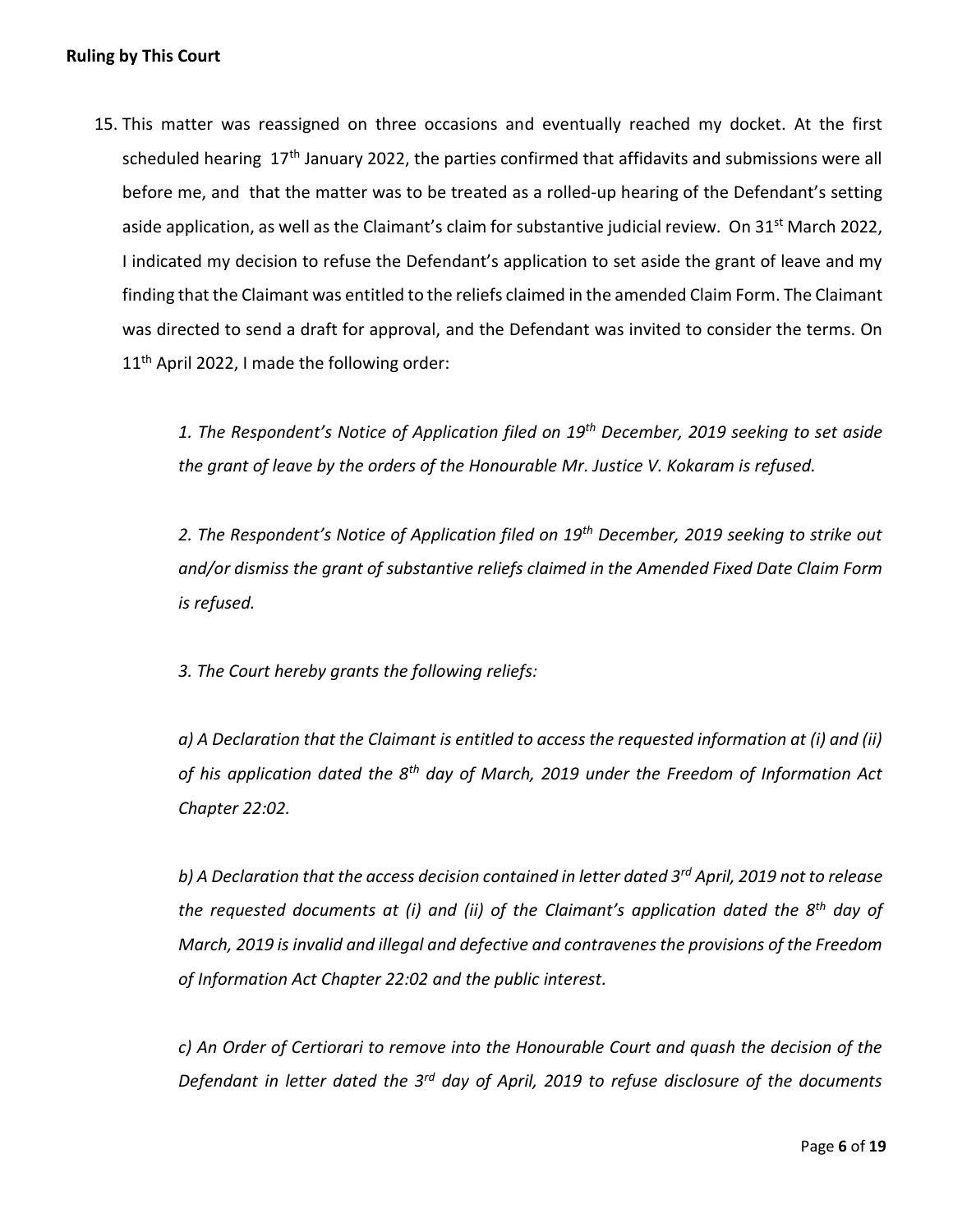**Ruling by This Court**

15. This matter was reassigned on three occasions and eventually reached my docket. At the first scheduled hearing 17th January 2022, the parties confirmed that affidavits and submissions were all before me, and that the matter was to be treated as a rolled-up hearing of the Defendant's setting aside application, as well as the Claimant's claim for substantive judicial review. On 31st March 2022, I indicated my decision to refuse the Defendant's application to set aside the grant of leave and my finding that the Claimant was entitled to the reliefs claimed in the amended Claim Form. The Claimant was directed to send a draft for approval, and the Defendant was invited to consider the terms. On 11th April 2022, I made the following order:

    *1. The Respondent's Notice of Application filed on 19th December, 2019 seeking to set aside the grant of leave by the orders of the Honourable Mr. Justice V. Kokaram is refused.*

    *2. The Respondent's Notice of Application filed on 19th December, 2019 seeking to strike out and/or dismiss the grant of substantive reliefs claimed in the Amended Fixed Date Claim Form is refused.*

    *3. The Court hereby grants the following reliefs:*

    *a) A Declaration that the Claimant is entitled to access the requested information at (i) and (ii) of his application dated the 8th day of March, 2019 under the Freedom of Information Act Chapter 22:02.*

    *b) A Declaration that the access decision contained in letter dated 3rd April, 2019 not to release the requested documents at (i) and (ii) of the Claimant's application dated the 8th day of March, 2019 is invalid and illegal and defective and contravenes the provisions of the Freedom of Information Act Chapter 22:02 and the public interest.*

    *c) An Order of Certiorari to remove into the Honourable Court and quash the decision of the Defendant in letter dated the 3rd day of April, 2019 to refuse disclosure of the documents*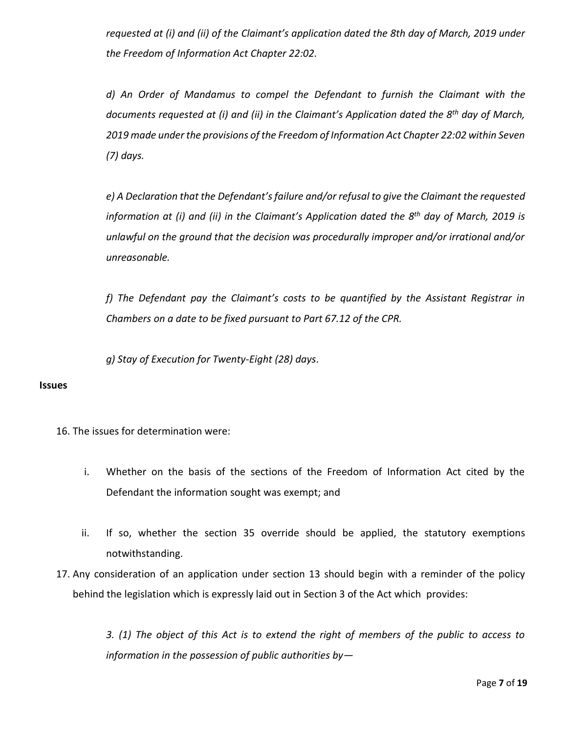*requested at (i) and (ii) of the Claimant's application dated the 8th day of March, 2019 under the Freedom of Information Act Chapter 22:02.*

*d) An Order of Mandamus to compel the Defendant to furnish the Claimant with the documents requested at (i) and (ii) in the Claimant's Application dated the 8th day of March, 2019 made under the provisions of the Freedom of Information Act Chapter 22:02 within Seven (7) days.*

*e) A Declaration that the Defendant's failure and/or refusal to give the Claimant the requested information at (i) and (ii) in the Claimant's Application dated the 8th day of March, 2019 is unlawful on the ground that the decision was procedurally improper and/or irrational and/or unreasonable.*

*f) The Defendant pay the Claimant's costs to be quantified by the Assistant Registrar in Chambers on a date to be fixed pursuant to Part 67.12 of the CPR.*

*g) Stay of Execution for Twenty-Eight (28) days*.

**Issues**

16. The issues for determination were:

    i. Whether on the basis of the sections of the Freedom of Information Act cited by the Defendant the information sought was exempt; and

    ii. If so, whether the section 35 override should be applied, the statutory exemptions notwithstanding.

17. Any consideration of an application under section 13 should begin with a reminder of the policy behind the legislation which is expressly laid out in Section 3 of the Act which provides:

    *3. (1) The object of this Act is to extend the right of members of the public to access to information in the possession of public authorities by—*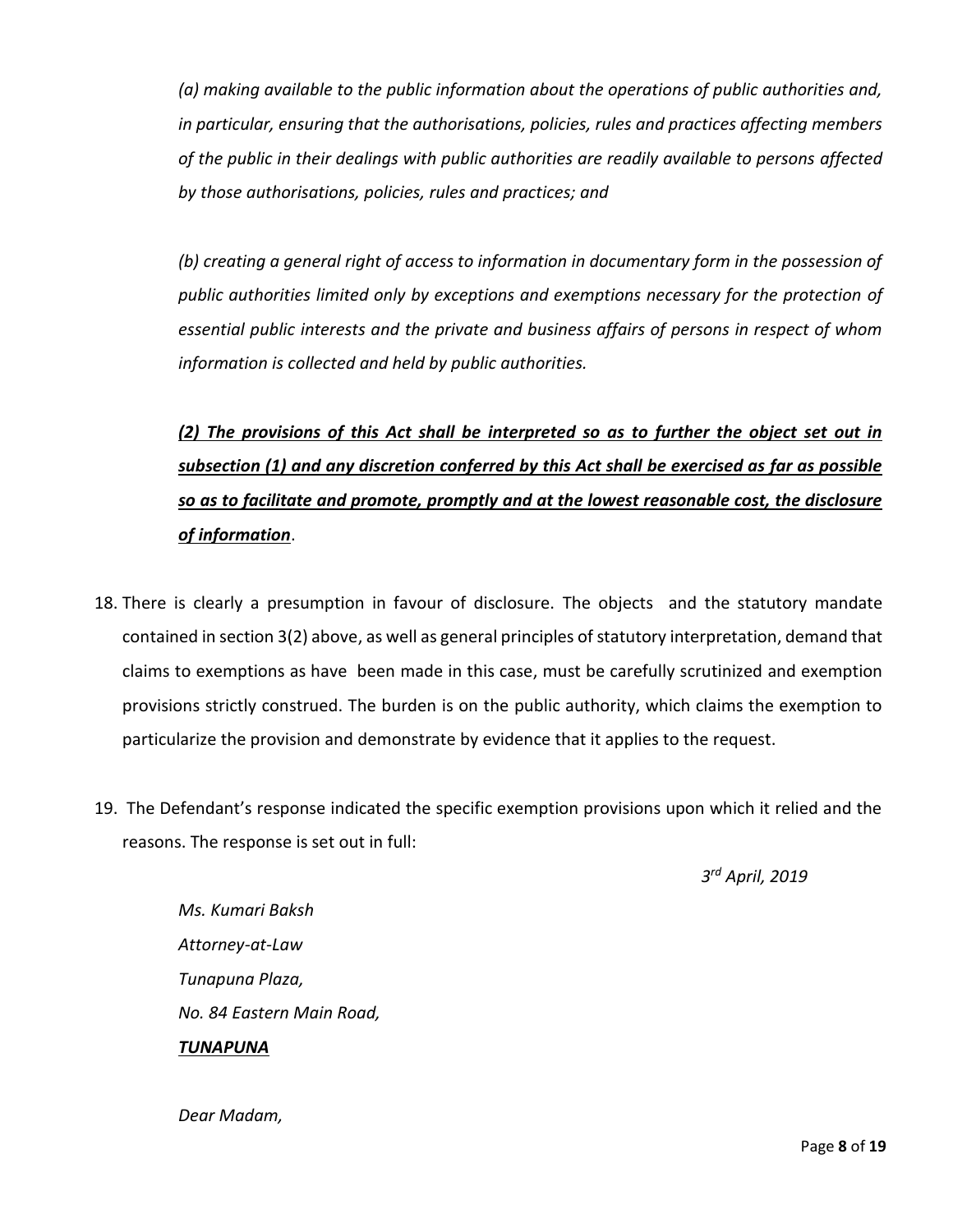*(a) making available to the public information about the operations of public authorities and, in particular, ensuring that the authorisations, policies, rules and practices affecting members of the public in their dealings with public authorities are readily available to persons affected by those authorisations, policies, rules and practices; and*

*(b) creating a general right of access to information in documentary form in the possession of public authorities limited only by exceptions and exemptions necessary for the protection of essential public interests and the private and business affairs of persons in respect of whom information is collected and held by public authorities.*

***<u>(2) The provisions of this Act shall be interpreted so as to further the object set out in subsection (1) and any discretion conferred by this Act shall be exercised as far as possible so as to facilitate and promote, promptly and at the lowest reasonable cost, the disclosure of information</u>***.

18. There is clearly a presumption in favour of disclosure. The objects and the statutory mandate contained in section 3(2) above, as well as general principles of statutory interpretation, demand that claims to exemptions as have been made in this case, must be carefully scrutinized and exemption provisions strictly construed. The burden is on the public authority, which claims the exemption to particularize the provision and demonstrate by evidence that it applies to the request.

19. The Defendant's response indicated the specific exemption provisions upon which it relied and the reasons. The response is set out in full:

*3rd April, 2019*

*Ms. Kumari Baksh*
*Attorney-at-Law*
*Tunapuna Plaza,*
*No. 84 Eastern Main Road,*
***<u>TUNAPUNA</u>***

*Dear Madam,*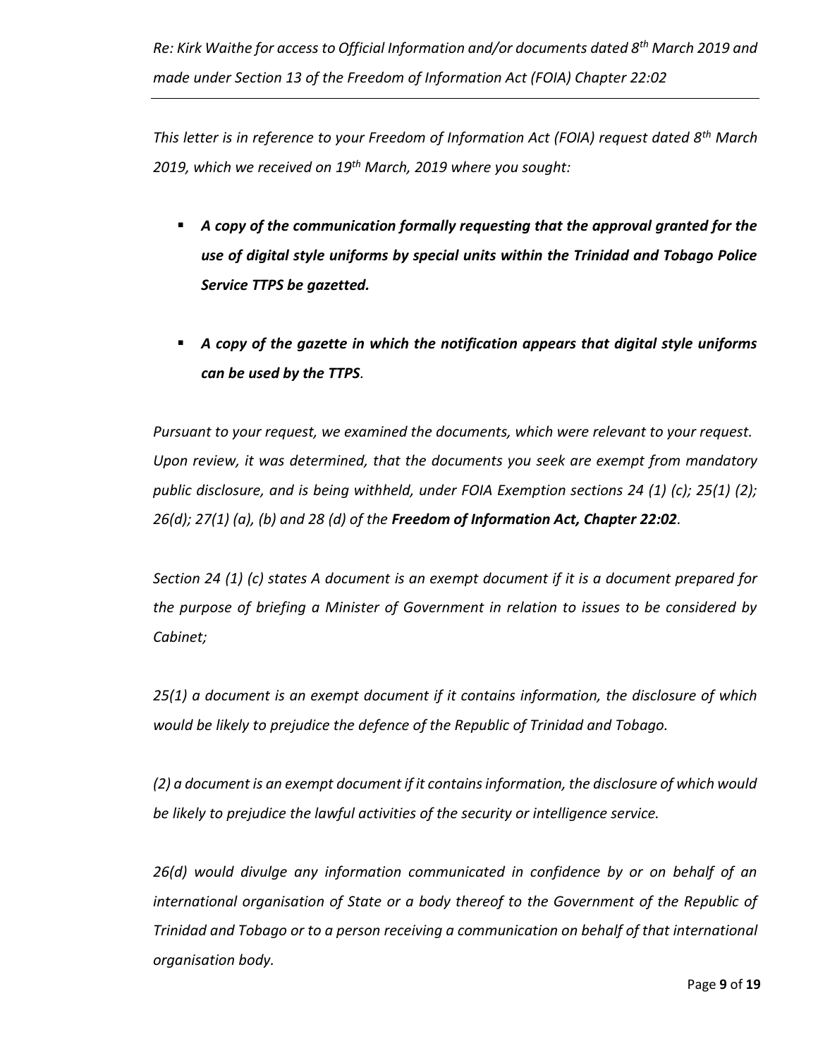*Re: Kirk Waithe for access to Official Information and/or documents dated 8th March 2019 and made under Section 13 of the Freedom of Information Act (FOIA) Chapter 22:02*

---

*This letter is in reference to your Freedom of Information Act (FOIA) request dated 8th March 2019, which we received on 19th March, 2019 where you sought:*

- ***A copy of the communication formally requesting that the approval granted for the use of digital style uniforms by special units within the Trinidad and Tobago Police Service TTPS be gazetted.***

- ***A copy of the gazette in which the notification appears that digital style uniforms can be used by the TTPS**.*

*Pursuant to your request, we examined the documents, which were relevant to your request. Upon review, it was determined, that the documents you seek are exempt from mandatory public disclosure, and is being withheld, under FOIA Exemption sections 24 (1) (c); 25(1) (2); 26(d); 27(1) (a), (b) and 28 (d) of the **Freedom of Information Act, Chapter 22:02**.*

*Section 24 (1) (c) states A document is an exempt document if it is a document prepared for the purpose of briefing a Minister of Government in relation to issues to be considered by Cabinet;*

*25(1) a document is an exempt document if it contains information, the disclosure of which would be likely to prejudice the defence of the Republic of Trinidad and Tobago.*

*(2) a document is an exempt document if it contains information, the disclosure of which would be likely to prejudice the lawful activities of the security or intelligence service.*

*26(d) would divulge any information communicated in confidence by or on behalf of an international organisation of State or a body thereof to the Government of the Republic of Trinidad and Tobago or to a person receiving a communication on behalf of that international organisation body.*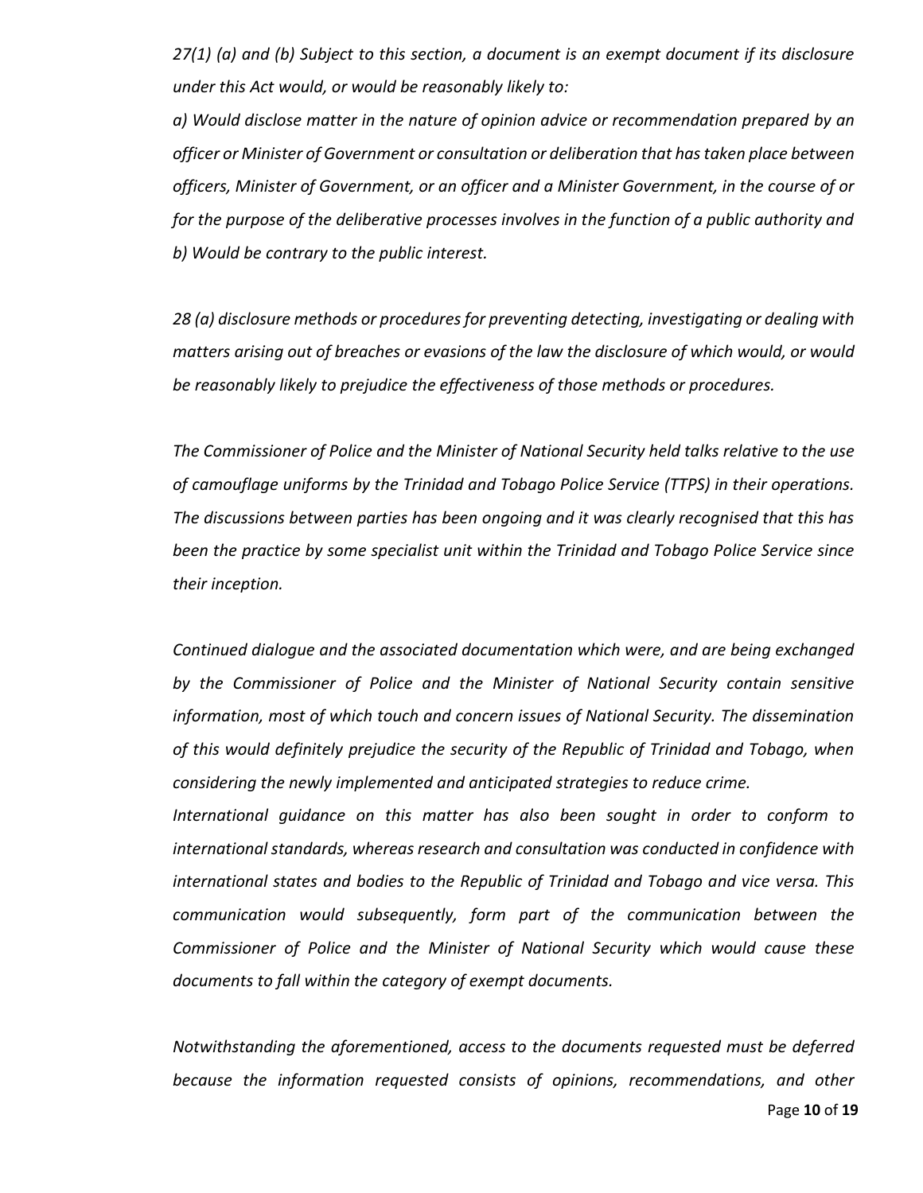*27(1) (a) and (b) Subject to this section, a document is an exempt document if its disclosure under this Act would, or would be reasonably likely to:*

*a) Would disclose matter in the nature of opinion advice or recommendation prepared by an officer or Minister of Government or consultation or deliberation that has taken place between officers, Minister of Government, or an officer and a Minister Government, in the course of or for the purpose of the deliberative processes involves in the function of a public authority and*
*b) Would be contrary to the public interest.*

*28 (a) disclosure methods or procedures for preventing detecting, investigating or dealing with matters arising out of breaches or evasions of the law the disclosure of which would, or would be reasonably likely to prejudice the effectiveness of those methods or procedures.*

*The Commissioner of Police and the Minister of National Security held talks relative to the use of camouflage uniforms by the Trinidad and Tobago Police Service (TTPS) in their operations. The discussions between parties has been ongoing and it was clearly recognised that this has been the practice by some specialist unit within the Trinidad and Tobago Police Service since their inception.*

*Continued dialogue and the associated documentation which were, and are being exchanged by the Commissioner of Police and the Minister of National Security contain sensitive information, most of which touch and concern issues of National Security. The dissemination of this would definitely prejudice the security of the Republic of Trinidad and Tobago, when considering the newly implemented and anticipated strategies to reduce crime.*
*International guidance on this matter has also been sought in order to conform to international standards, whereas research and consultation was conducted in confidence with international states and bodies to the Republic of Trinidad and Tobago and vice versa. This communication would subsequently, form part of the communication between the Commissioner of Police and the Minister of National Security which would cause these documents to fall within the category of exempt documents.*

*Notwithstanding the aforementioned, access to the documents requested must be deferred because the information requested consists of opinions, recommendations, and other*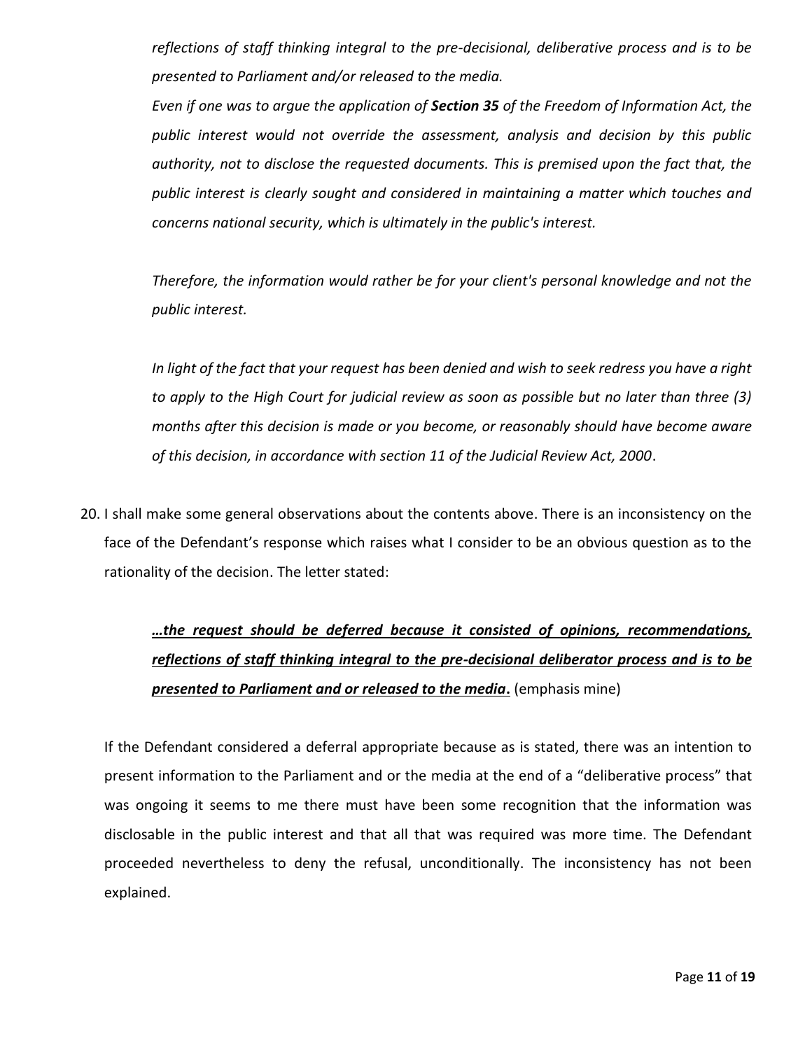*reflections of staff thinking integral to the pre-decisional, deliberative process and is to be presented to Parliament and/or released to the media.*

*Even if one was to argue the application of **Section 35** of the Freedom of Information Act, the public interest would not override the assessment, analysis and decision by this public authority, not to disclose the requested documents. This is premised upon the fact that, the public interest is clearly sought and considered in maintaining a matter which touches and concerns national security, which is ultimately in the public's interest.*

*Therefore, the information would rather be for your client's personal knowledge and not the public interest.*

*In light of the fact that your request has been denied and wish to seek redress you have a right to apply to the High Court for judicial review as soon as possible but no later than three (3) months after this decision is made or you become, or reasonably should have become aware of this decision, in accordance with section 11 of the Judicial Review Act, 2000*.

20. I shall make some general observations about the contents above. There is an inconsistency on the face of the Defendant's response which raises what I consider to be an obvious question as to the rationality of the decision. The letter stated:

> ***<u>…the request should be deferred because it consisted of opinions, recommendations, reflections of staff thinking integral to the pre-decisional deliberator process and is to be presented to Parliament and or released to the media</u>*.** (emphasis mine)

If the Defendant considered a deferral appropriate because as is stated, there was an intention to present information to the Parliament and or the media at the end of a "deliberative process" that was ongoing it seems to me there must have been some recognition that the information was disclosable in the public interest and that all that was required was more time. The Defendant proceeded nevertheless to deny the refusal, unconditionally. The inconsistency has not been explained.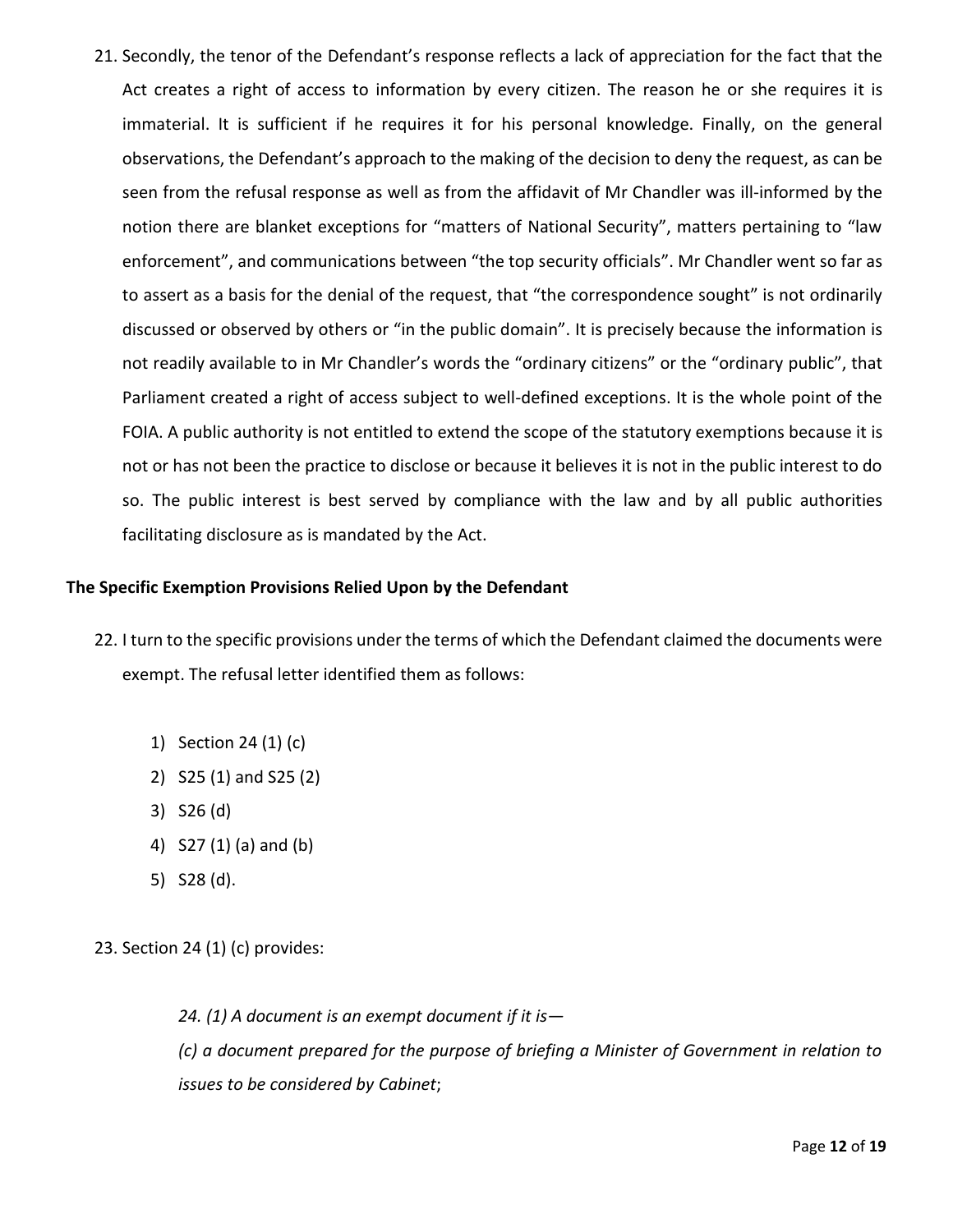21. Secondly, the tenor of the Defendant's response reflects a lack of appreciation for the fact that the Act creates a right of access to information by every citizen. The reason he or she requires it is immaterial. It is sufficient if he requires it for his personal knowledge. Finally, on the general observations, the Defendant's approach to the making of the decision to deny the request, as can be seen from the refusal response as well as from the affidavit of Mr Chandler was ill-informed by the notion there are blanket exceptions for "matters of National Security", matters pertaining to "law enforcement", and communications between "the top security officials". Mr Chandler went so far as to assert as a basis for the denial of the request, that "the correspondence sought" is not ordinarily discussed or observed by others or "in the public domain". It is precisely because the information is not readily available to in Mr Chandler's words the "ordinary citizens" or the "ordinary public", that Parliament created a right of access subject to well-defined exceptions. It is the whole point of the FOIA. A public authority is not entitled to extend the scope of the statutory exemptions because it is not or has not been the practice to disclose or because it believes it is not in the public interest to do so. The public interest is best served by compliance with the law and by all public authorities facilitating disclosure as is mandated by the Act.

**The Specific Exemption Provisions Relied Upon by the Defendant**

22. I turn to the specific provisions under the terms of which the Defendant claimed the documents were exempt. The refusal letter identified them as follows:

    1) Section 24 (1) (c)
    2) S25 (1) and S25 (2)
    3) S26 (d)
    4) S27 (1) (a) and (b)
    5) S28 (d).

23. Section 24 (1) (c) provides:

    *24. (1) A document is an exempt document if it is—*

    *(c) a document prepared for the purpose of briefing a Minister of Government in relation to issues to be considered by Cabinet*;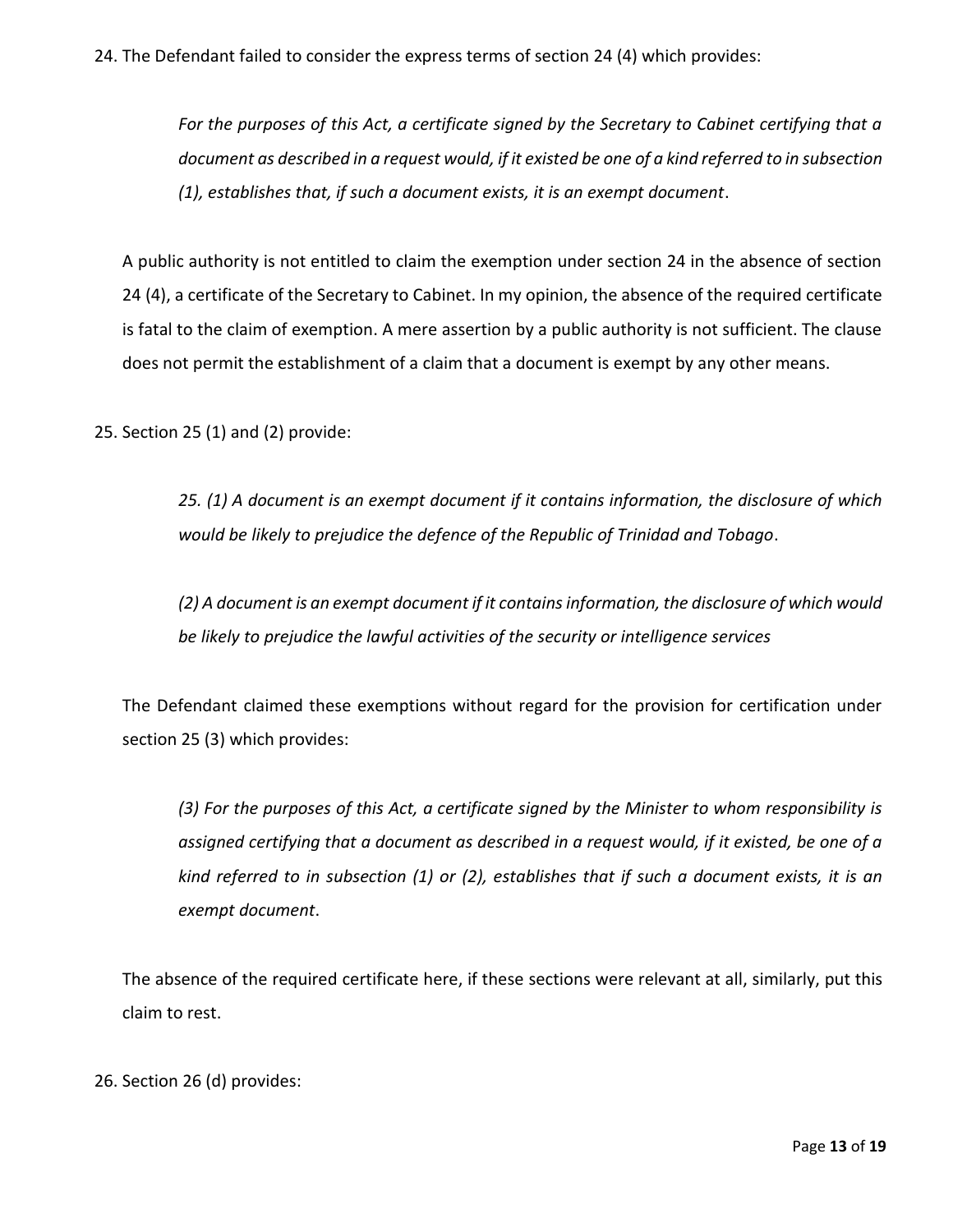24. The Defendant failed to consider the express terms of section 24 (4) which provides:

> *For the purposes of this Act, a certificate signed by the Secretary to Cabinet certifying that a document as described in a request would, if it existed be one of a kind referred to in subsection (1), establishes that, if such a document exists, it is an exempt document*.

A public authority is not entitled to claim the exemption under section 24 in the absence of section 24 (4), a certificate of the Secretary to Cabinet. In my opinion, the absence of the required certificate is fatal to the claim of exemption. A mere assertion by a public authority is not sufficient. The clause does not permit the establishment of a claim that a document is exempt by any other means.

25. Section 25 (1) and (2) provide:

> *25. (1) A document is an exempt document if it contains information, the disclosure of which would be likely to prejudice the defence of the Republic of Trinidad and Tobago*.
>
> *(2) A document is an exempt document if it contains information, the disclosure of which would be likely to prejudice the lawful activities of the security or intelligence services*

The Defendant claimed these exemptions without regard for the provision for certification under section 25 (3) which provides:

> *(3) For the purposes of this Act, a certificate signed by the Minister to whom responsibility is assigned certifying that a document as described in a request would, if it existed, be one of a kind referred to in subsection (1) or (2), establishes that if such a document exists, it is an exempt document*.

The absence of the required certificate here, if these sections were relevant at all, similarly, put this claim to rest.

26. Section 26 (d) provides: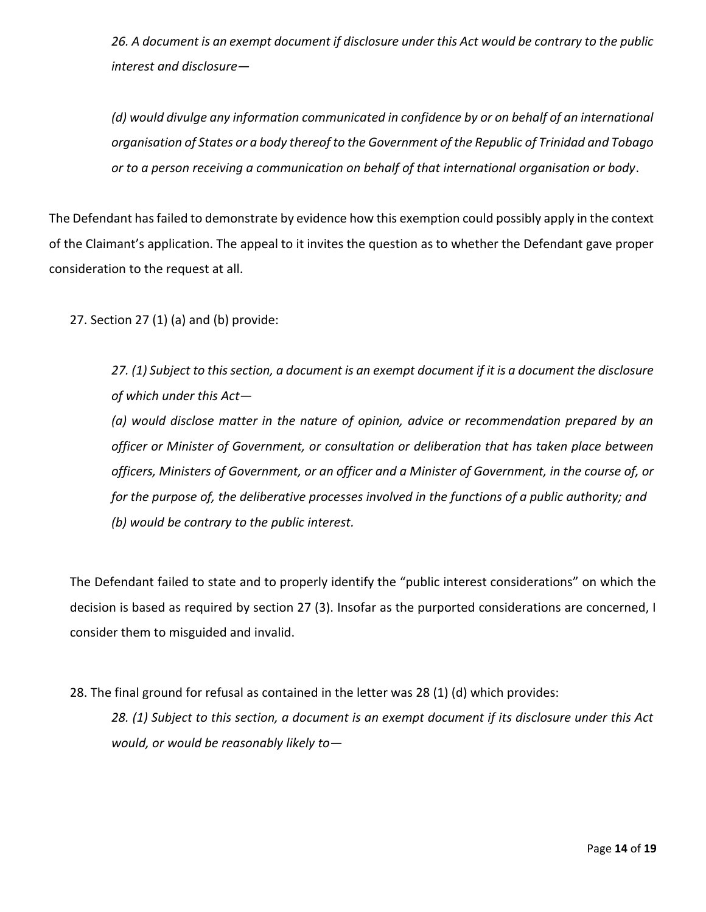*26. A document is an exempt document if disclosure under this Act would be contrary to the public interest and disclosure—*

*(d) would divulge any information communicated in confidence by or on behalf of an international organisation of States or a body thereof to the Government of the Republic of Trinidad and Tobago or to a person receiving a communication on behalf of that international organisation or body*.

The Defendant has failed to demonstrate by evidence how this exemption could possibly apply in the context of the Claimant's application. The appeal to it invites the question as to whether the Defendant gave proper consideration to the request at all.

27. Section 27 (1) (a) and (b) provide:

*27. (1) Subject to this section, a document is an exempt document if it is a document the disclosure of which under this Act—*

*(a) would disclose matter in the nature of opinion, advice or recommendation prepared by an officer or Minister of Government, or consultation or deliberation that has taken place between officers, Ministers of Government, or an officer and a Minister of Government, in the course of, or for the purpose of, the deliberative processes involved in the functions of a public authority; and*

*(b) would be contrary to the public interest.*

The Defendant failed to state and to properly identify the "public interest considerations" on which the decision is based as required by section 27 (3). Insofar as the purported considerations are concerned, I consider them to misguided and invalid.

28. The final ground for refusal as contained in the letter was 28 (1) (d) which provides:

*28. (1) Subject to this section, a document is an exempt document if its disclosure under this Act would, or would be reasonably likely to—*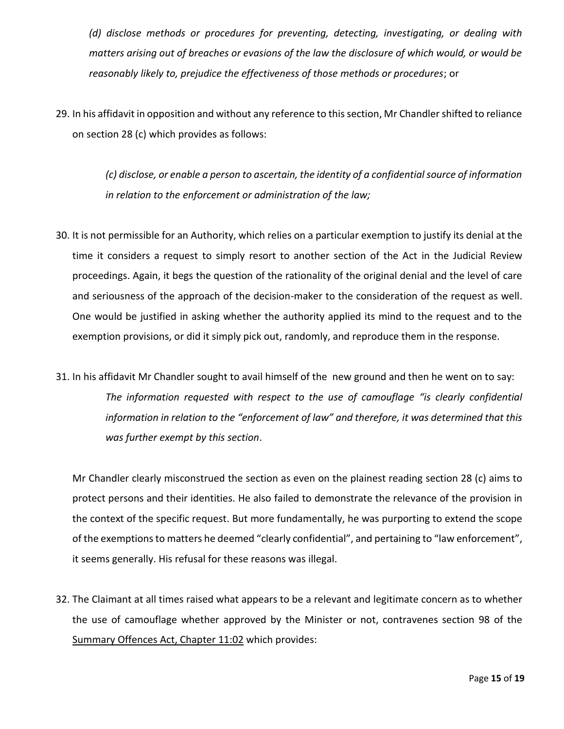*(d) disclose methods or procedures for preventing, detecting, investigating, or dealing with matters arising out of breaches or evasions of the law the disclosure of which would, or would be reasonably likely to, prejudice the effectiveness of those methods or procedures*; or

29. In his affidavit in opposition and without any reference to this section, Mr Chandler shifted to reliance on section 28 (c) which provides as follows:

> *(c) disclose, or enable a person to ascertain, the identity of a confidential source of information in relation to the enforcement or administration of the law;*

30. It is not permissible for an Authority, which relies on a particular exemption to justify its denial at the time it considers a request to simply resort to another section of the Act in the Judicial Review proceedings. Again, it begs the question of the rationality of the original denial and the level of care and seriousness of the approach of the decision-maker to the consideration of the request as well. One would be justified in asking whether the authority applied its mind to the request and to the exemption provisions, or did it simply pick out, randomly, and reproduce them in the response.

31. In his affidavit Mr Chandler sought to avail himself of the new ground and then he went on to say:

> *The information requested with respect to the use of camouflage "is clearly confidential information in relation to the "enforcement of law" and therefore, it was determined that this was further exempt by this section*.

Mr Chandler clearly misconstrued the section as even on the plainest reading section 28 (c) aims to protect persons and their identities. He also failed to demonstrate the relevance of the provision in the context of the specific request. But more fundamentally, he was purporting to extend the scope of the exemptions to matters he deemed "clearly confidential", and pertaining to "law enforcement", it seems generally. His refusal for these reasons was illegal.

32. The Claimant at all times raised what appears to be a relevant and legitimate concern as to whether the use of camouflage whether approved by the Minister or not, contravenes section 98 of the Summary Offences Act, Chapter 11:02 which provides: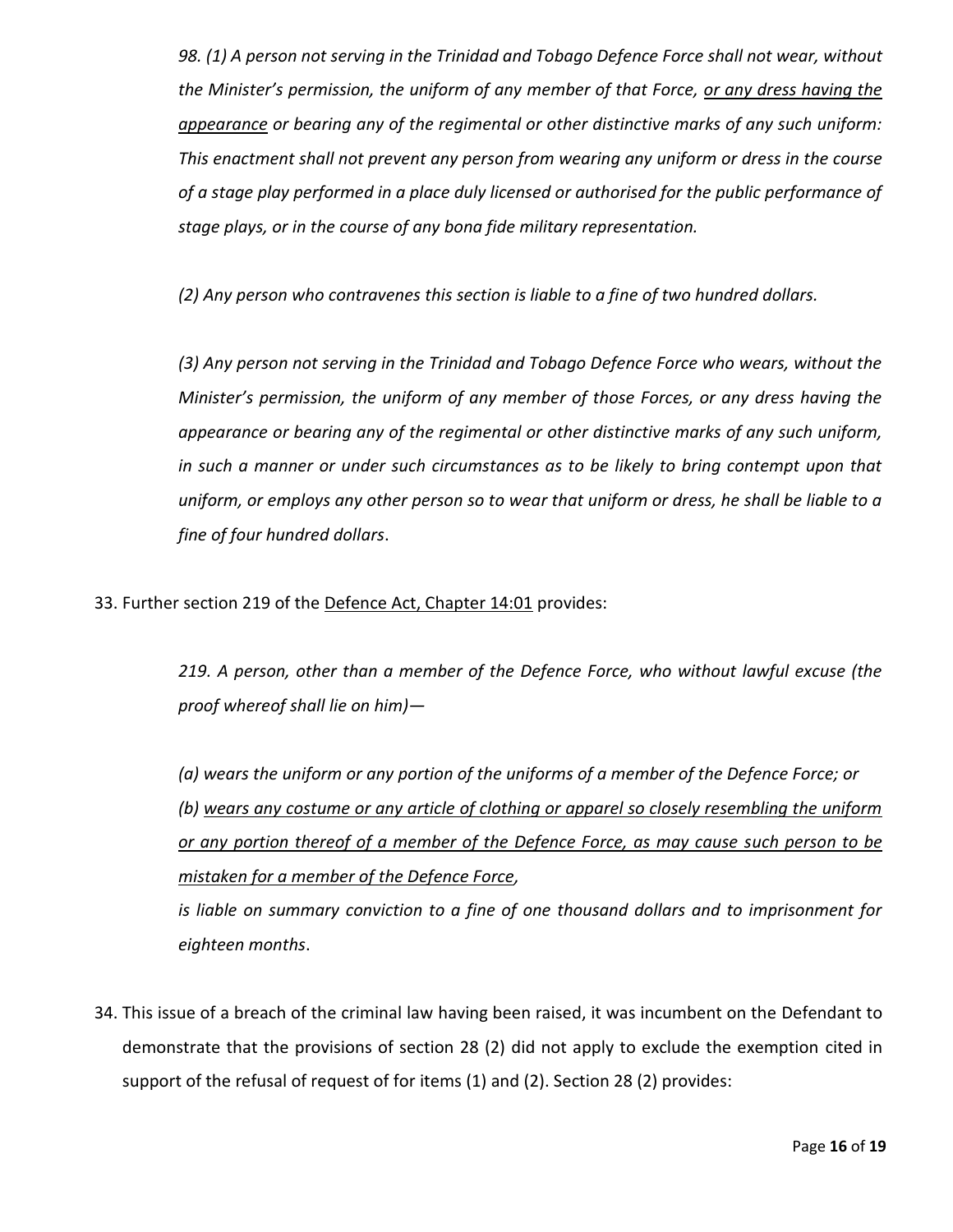> *98. (1) A person not serving in the Trinidad and Tobago Defence Force shall not wear, without the Minister's permission, the uniform of any member of that Force, <u>or any dress having the appearance</u> or bearing any of the regimental or other distinctive marks of any such uniform: This enactment shall not prevent any person from wearing any uniform or dress in the course of a stage play performed in a place duly licensed or authorised for the public performance of stage plays, or in the course of any bona fide military representation.*
>
> *(2) Any person who contravenes this section is liable to a fine of two hundred dollars.*
>
> *(3) Any person not serving in the Trinidad and Tobago Defence Force who wears, without the Minister's permission, the uniform of any member of those Forces, or any dress having the appearance or bearing any of the regimental or other distinctive marks of any such uniform, in such a manner or under such circumstances as to be likely to bring contempt upon that uniform, or employs any other person so to wear that uniform or dress, he shall be liable to a fine of four hundred dollars*.

33. Further section 219 of the <u>Defence Act, Chapter 14:01</u> provides:

> *219. A person, other than a member of the Defence Force, who without lawful excuse (the proof whereof shall lie on him)—*
>
> *(a) wears the uniform or any portion of the uniforms of a member of the Defence Force; or*
> *(b) <u>wears any costume or any article of clothing or apparel so closely resembling the uniform or any portion thereof of a member of the Defence Force, as may cause such person to be mistaken for a member of the Defence Force,</u>*
> *is liable on summary conviction to a fine of one thousand dollars and to imprisonment for eighteen months*.

34. This issue of a breach of the criminal law having been raised, it was incumbent on the Defendant to demonstrate that the provisions of section 28 (2) did not apply to exclude the exemption cited in support of the refusal of request of for items (1) and (2). Section 28 (2) provides: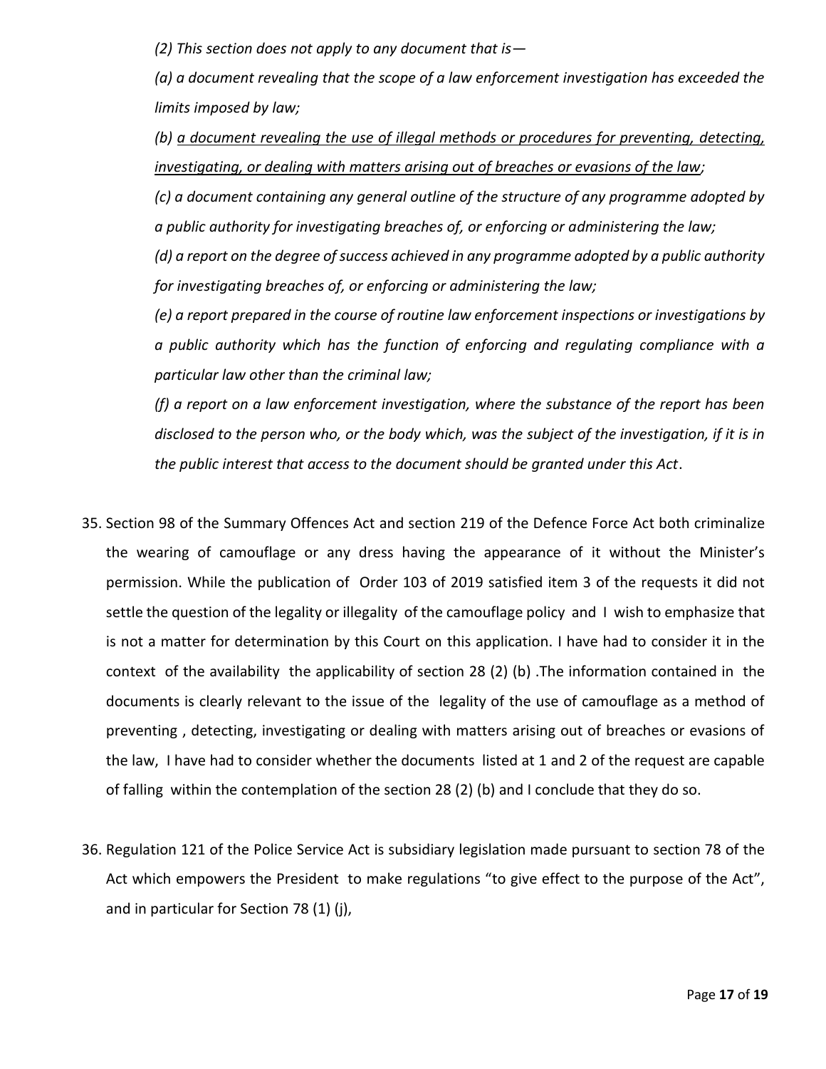*(2) This section does not apply to any document that is—*

*(a) a document revealing that the scope of a law enforcement investigation has exceeded the limits imposed by law;*

*(b) <u>a document revealing the use of illegal methods or procedures for preventing, detecting, investigating, or dealing with matters arising out of breaches or evasions of the law</u>;*

*(c) a document containing any general outline of the structure of any programme adopted by a public authority for investigating breaches of, or enforcing or administering the law;*

*(d) a report on the degree of success achieved in any programme adopted by a public authority for investigating breaches of, or enforcing or administering the law;*

*(e) a report prepared in the course of routine law enforcement inspections or investigations by a public authority which has the function of enforcing and regulating compliance with a particular law other than the criminal law;*

*(f) a report on a law enforcement investigation, where the substance of the report has been disclosed to the person who, or the body which, was the subject of the investigation, if it is in the public interest that access to the document should be granted under this Act*.

35. Section 98 of the Summary Offences Act and section 219 of the Defence Force Act both criminalize the wearing of camouflage or any dress having the appearance of it without the Minister's permission. While the publication of Order 103 of 2019 satisfied item 3 of the requests it did not settle the question of the legality or illegality of the camouflage policy and I wish to emphasize that is not a matter for determination by this Court on this application. I have had to consider it in the context of the availability the applicability of section 28 (2) (b) .The information contained in the documents is clearly relevant to the issue of the legality of the use of camouflage as a method of preventing , detecting, investigating or dealing with matters arising out of breaches or evasions of the law, I have had to consider whether the documents listed at 1 and 2 of the request are capable of falling within the contemplation of the section 28 (2) (b) and I conclude that they do so.

36. Regulation 121 of the Police Service Act is subsidiary legislation made pursuant to section 78 of the Act which empowers the President to make regulations "to give effect to the purpose of the Act", and in particular for Section 78 (1) (j),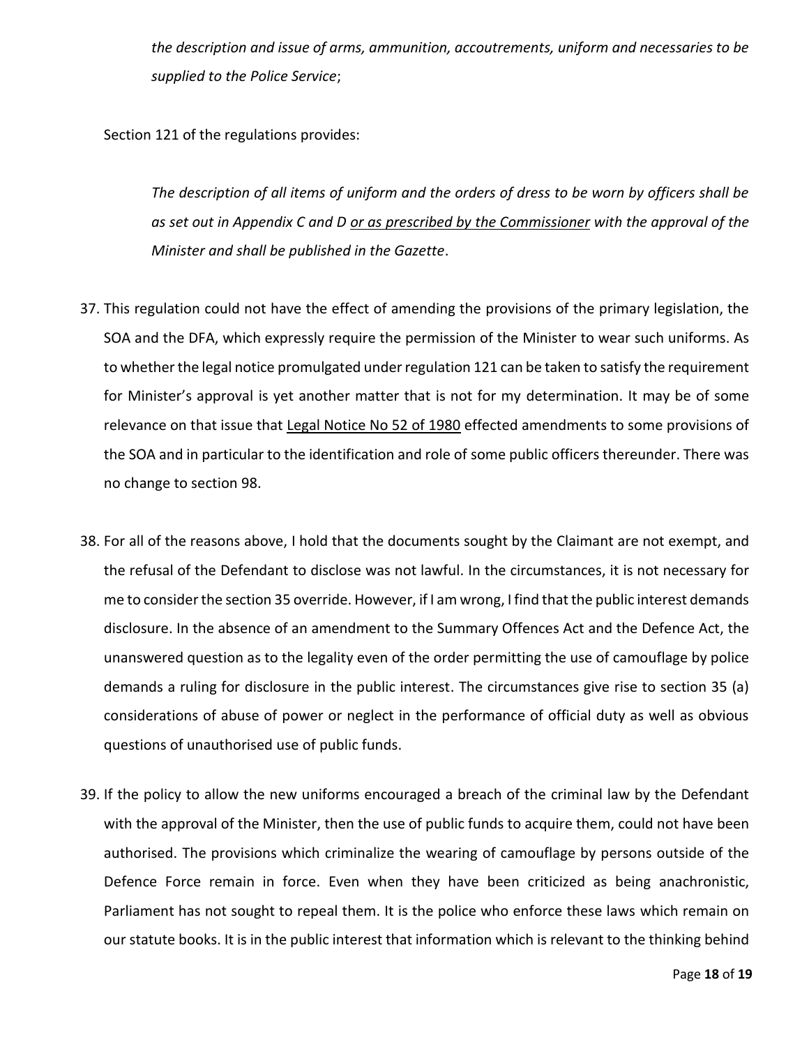*the description and issue of arms, ammunition, accoutrements, uniform and necessaries to be supplied to the Police Service*;

Section 121 of the regulations provides:

> *The description of all items of uniform and the orders of dress to be worn by officers shall be as set out in Appendix C and D* <u>*or as prescribed by the Commissioner*</u> *with the approval of the Minister and shall be published in the Gazette*.

37. This regulation could not have the effect of amending the provisions of the primary legislation, the SOA and the DFA, which expressly require the permission of the Minister to wear such uniforms. As to whether the legal notice promulgated under regulation 121 can be taken to satisfy the requirement for Minister's approval is yet another matter that is not for my determination. It may be of some relevance on that issue that <u>Legal Notice No 52 of 1980</u> effected amendments to some provisions of the SOA and in particular to the identification and role of some public officers thereunder. There was no change to section 98.

38. For all of the reasons above, I hold that the documents sought by the Claimant are not exempt, and the refusal of the Defendant to disclose was not lawful. In the circumstances, it is not necessary for me to consider the section 35 override. However, if I am wrong, I find that the public interest demands disclosure. In the absence of an amendment to the Summary Offences Act and the Defence Act, the unanswered question as to the legality even of the order permitting the use of camouflage by police demands a ruling for disclosure in the public interest. The circumstances give rise to section 35 (a) considerations of abuse of power or neglect in the performance of official duty as well as obvious questions of unauthorised use of public funds.

39. If the policy to allow the new uniforms encouraged a breach of the criminal law by the Defendant with the approval of the Minister, then the use of public funds to acquire them, could not have been authorised. The provisions which criminalize the wearing of camouflage by persons outside of the Defence Force remain in force. Even when they have been criticized as being anachronistic, Parliament has not sought to repeal them. It is the police who enforce these laws which remain on our statute books. It is in the public interest that information which is relevant to the thinking behind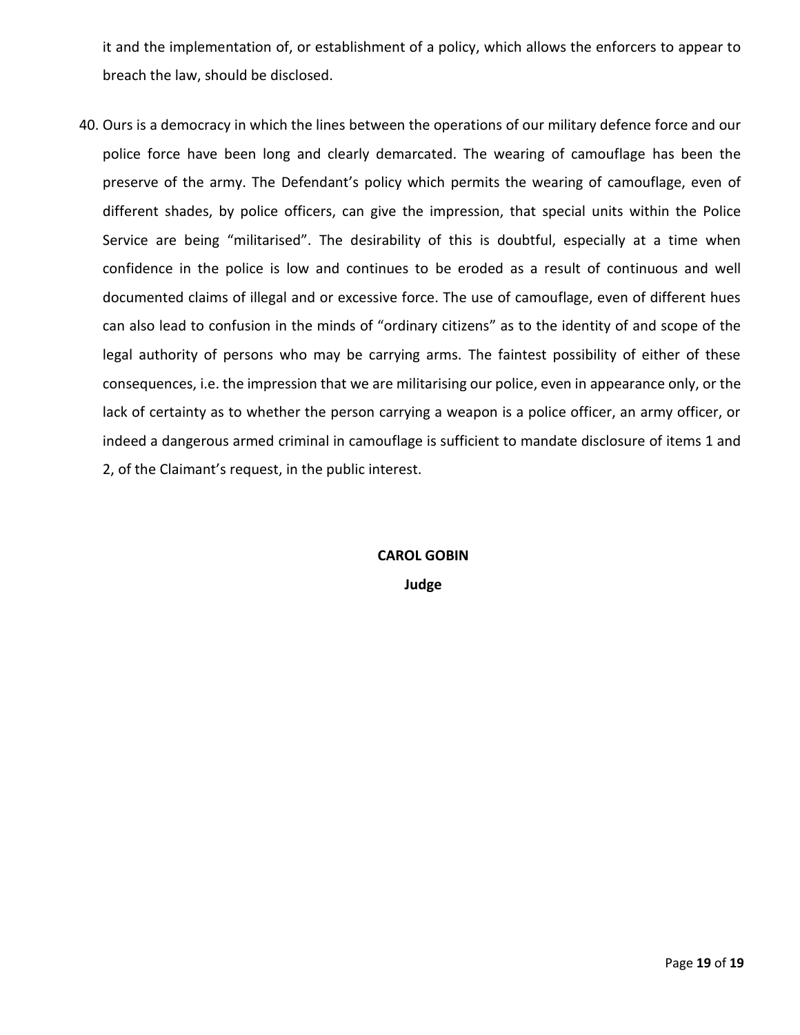it and the implementation of, or establishment of a policy, which allows the enforcers to appear to breach the law, should be disclosed.

40. Ours is a democracy in which the lines between the operations of our military defence force and our police force have been long and clearly demarcated. The wearing of camouflage has been the preserve of the army. The Defendant's policy which permits the wearing of camouflage, even of different shades, by police officers, can give the impression, that special units within the Police Service are being "militarised". The desirability of this is doubtful, especially at a time when confidence in the police is low and continues to be eroded as a result of continuous and well documented claims of illegal and or excessive force. The use of camouflage, even of different hues can also lead to confusion in the minds of "ordinary citizens" as to the identity of and scope of the legal authority of persons who may be carrying arms. The faintest possibility of either of these consequences, i.e. the impression that we are militarising our police, even in appearance only, or the lack of certainty as to whether the person carrying a weapon is a police officer, an army officer, or indeed a dangerous armed criminal in camouflage is sufficient to mandate disclosure of items 1 and 2, of the Claimant's request, in the public interest.

**CAROL GOBIN**

**Judge**